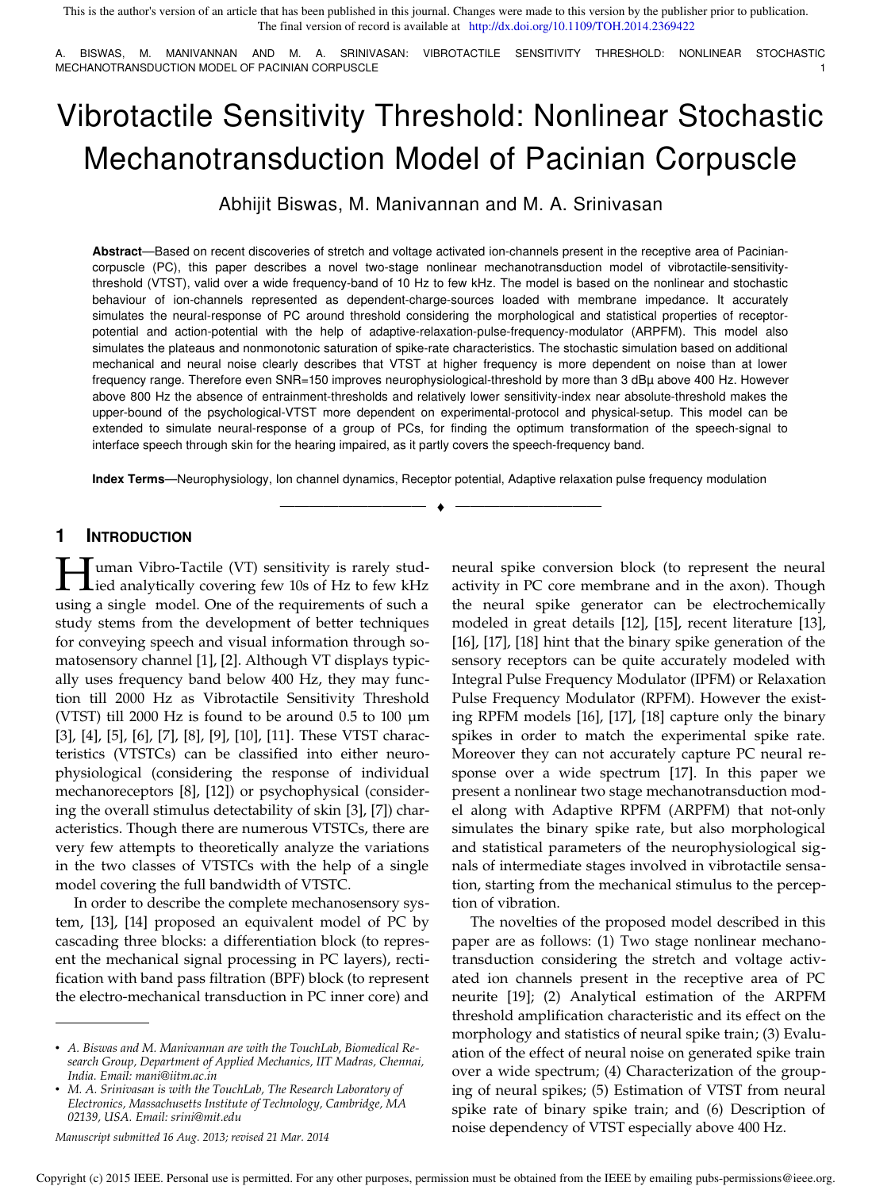This is the author's version of an article that has been published in this journal. Changes were made to this version by the publisher prior to publication. The final version of record is available at http://dx.doi.org/10.1109/TOH.2014.2369422

# Vibrotactile Sensitivity Threshold: Nonlinear Stochastic Mechanotransduction Model of Pacinian Corpuscle

Abhijit Biswas, M. Manivannan and M. A. Srinivasan

**Abstract**—Based on recent discoveries of stretch and voltage activated ion-channels present in the receptive area of Pacinian-corpuscle (PC), this paper describes a novel two-stage nonlinear mechanotransduction model of vibrotactile-sensitivity-threshold (VTST), valid over a wide frequency-band of 10 Hz to few kHz. The model is based on the nonlinear and stochastic behaviour of ion-channels represented as dependent-charge-sources loaded with membrane impedance. It accurately simulates the neural-response of PC around threshold considering the morphological and statistical properties of receptor-potential and action-potential with the help of adaptive-relaxation-pulse-frequency-modulator (ARPFM). This model also simulates the plateaus and nonmonotonic saturation of spike-rate characteristics. The stochastic simulation based on additional mechanical and neural noise clearly describes that VTST at higher frequency is more dependent on noise than at lower frequency range. Therefore even SNR=150 improves neurophysiological-threshold by more than 3 dBμ above 400 Hz. However above 800 Hz the absence of entrainment-thresholds and relatively lower sensitivity-index near absolute-threshold makes the upper-bound of the psychological-VTST more dependent on experimental-protocol and physical-setup. This model can be extended to simulate neural-response of a group of PCs, for finding the optimum transformation of the speech-signal to interface speech through skin for the hearing impaired, as it partly covers the speech-frequency band.

**Index Terms**—Neurophysiology, Ion channel dynamics, Receptor potential, Adaptive relaxation pulse frequency modulation

## 1 Introduction

Human Vibro-Tactile (VT) sensitivity is rarely studied analytically covering few 10s of Hz to few kHz using a single model. One of the requirements of such a study stems from the development of better techniques for conveying speech and visual information through somatosensory channel [1], [2]. Although VT displays typically uses frequency band below 400 Hz, they may function till 2000 Hz as Vibrotactile Sensitivity Threshold (VTST) till 2000 Hz is found to be around 0.5 to 100 μm [3], [4], [5], [6], [7], [8], [9], [10], [11]. These VTST characteristics (VTSTCs) can be classified into either neurophysiological (considering the response of individual mechanoreceptors [8], [12]) or psychophysical (considering the overall stimulus detectability of skin [3], [7]) characteristics. Though there are numerous VTSTCs, there are very few attempts to theoretically analyze the variations in the two classes of VTSTCs with the help of a single model covering the full bandwidth of VTSTC.

In order to describe the complete mechanosensory system, [13], [14] proposed an equivalent model of PC by cascading three blocks: a differentiation block (to represent the mechanical signal processing in PC layers), rectification with band pass filtration (BPF) block (to represent the electro-mechanical transduction in PC inner core) and neural spike conversion block (to represent the neural activity in PC core membrane and in the axon). Though the neural spike generator can be electrochemically modeled in great details [12], [15], recent literature [13], [16], [17], [18] hint that the binary spike generation of the sensory receptors can be quite accurately modeled with Integral Pulse Frequency Modulator (IPFM) or Relaxation Pulse Frequency Modulator (RPFM). However the existing RPFM models [16], [17], [18] capture only the binary spikes in order to match the experimental spike rate. Moreover they can not accurately capture PC neural response over a wide spectrum [17]. In this paper we present a nonlinear two stage mechanotransduction model along with Adaptive RPFM (ARPFM) that not-only simulates the binary spike rate, but also morphological and statistical parameters of the neurophysiological signals of intermediate stages involved in vibrotactile sensation, starting from the mechanical stimulus to the perception of vibration.

The novelties of the proposed model described in this paper are as follows: (1) Two stage nonlinear mechanotransduction considering the stretch and voltage activated ion channels present in the receptive area of PC neurite [19]; (2) Analytical estimation of the ARPFM threshold amplification characteristic and its effect on the morphology and statistics of neural spike train; (3) Evaluation of the effect of neural noise on generated spike train over a wide spectrum; (4) Characterization of the grouping of neural spikes; (5) Estimation of VTST from neural spike rate of binary spike train; and (6) Description of noise dependency of VTST especially above 400 Hz.

- A. Biswas and M. Manivannan are with the TouchLab, Biomedical Research Group, Department of Applied Mechanics, IIT Madras, Chennai, India. Email: mani@iitm.ac.in
- M. A. Srinivasan is with the TouchLab, The Research Laboratory of Electronics, Massachusetts Institute of Technology, Cambridge, MA 02139, USA. Email: srini@mit.edu

*Manuscript submitted 16 Aug. 2013; revised 21 Mar. 2014*

Copyright (c) 2015 IEEE. Personal use is permitted. For any other purposes, permission must be obtained from the IEEE by emailing pubs-permissions@ieee.org.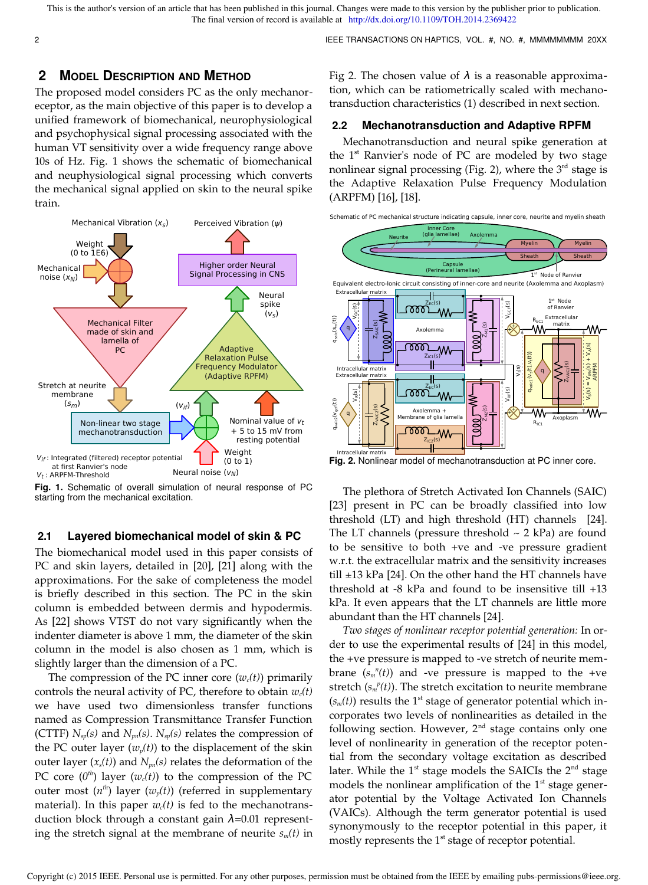## 2 Model Description and Method

The proposed model considers PC as the only mechanoreceptor, as the main objective of this paper is to develop a unified framework of biomechanical, neurophysiological and psychophysical signal processing associated with the human VT sensitivity over a wide frequency range above 10s of Hz. Fig. 1 shows the schematic of biomechanical and neuphysiological signal processing which converts the mechanical signal applied on skin to the neural spike train.

**Fig. 1.** Schematic of overall simulation of neural response of PC starting from the mechanical excitation.

### 2.1 Layered biomechanical model of skin & PC

The biomechanical model used in this paper consists of PC and skin layers, detailed in [20], [21] along with the approximations. For the sake of completeness the model is briefly described in this section. The PC in the skin column is embedded between dermis and hypodermis. As [22] shows VTST do not vary significantly when the indenter diameter is above 1 mm, the diameter of the skin column in the model is also chosen as 1 mm, which is slightly larger than the dimension of a PC.

The compression of the PC inner core ($w_c(t)$) primarily controls the neural activity of PC, therefore to obtain $w_c(t)$ we have used two dimensionless transfer functions named as Compression Transmittance Transfer Function (CTTF) $N_{sp}(s)$ and $N_{pn}(s)$. $N_{sp}(s)$ relates the compression of the PC outer layer ($w_p(t)$) to the displacement of the skin outer layer ($x_s(t)$) and $N_{pn}(s)$ relates the deformation of the PC core ($0^{th}$) layer ($w_c(t)$) to the compression of the PC outer most ($n^{th}$) layer ($w_p(t)$) (referred in supplementary material). In this paper $w_c(t)$ is fed to the mechanotransduction block through a constant gain $\lambda$=0.01 representing the stretch signal at the membrane of neurite $s_m(t)$ in Fig 2. The chosen value of $\lambda$ is a reasonable approximation, which can be ratiometrically scaled with mechanotransduction characteristics (1) described in next section.

### 2.2 Mechanotransduction and Adaptive RPFM

Mechanotransduction and neural spike generation at the 1st Ranvier's node of PC are modeled by two stage nonlinear signal processing (Fig. 2), where the 3rd stage is the Adaptive Relaxation Pulse Frequency Modulation (ARPFM) [16], [18].

**Fig. 2.** Nonlinear model of mechanotransduction at PC inner core.

The plethora of Stretch Activated Ion Channels (SAIC) [23] present in PC can be broadly classified into low threshold (LT) and high threshold (HT) channels [24]. The LT channels (pressure threshold ~ 2 kPa) are found to be sensitive to both +ve and -ve pressure gradient w.r.t. the extracellular matrix and the sensitivity increases till ±13 kPa [24]. On the other hand the HT channels have threshold at -8 kPa and found to be insensitive till +13 kPa. It even appears that the LT channels are little more abundant than the HT channels [24].

*Two stages of nonlinear receptor potential generation:* In order to use the experimental results of [24] in this model, the +ve pressure is mapped to -ve stretch of neurite membrane ($s_m^n(t)$) and -ve pressure is mapped to the +ve stretch ($s_m^p(t)$). The stretch excitation to neurite membrane ($s_m(t)$) results the 1st stage of generator potential which incorporates two levels of nonlinearities as detailed in the following section. However, 2nd stage contains only one level of nonlinearity in generation of the receptor potential from the secondary voltage excitation as described later. While the 1st stage models the SAICIs the 2nd stage models the nonlinear amplification of the 1st stage generator potential by the Voltage Activated Ion Channels (VAICs). Although the term generator potential is used synonymously to the receptor potential in this paper, it mostly represents the 1st stage of receptor potential.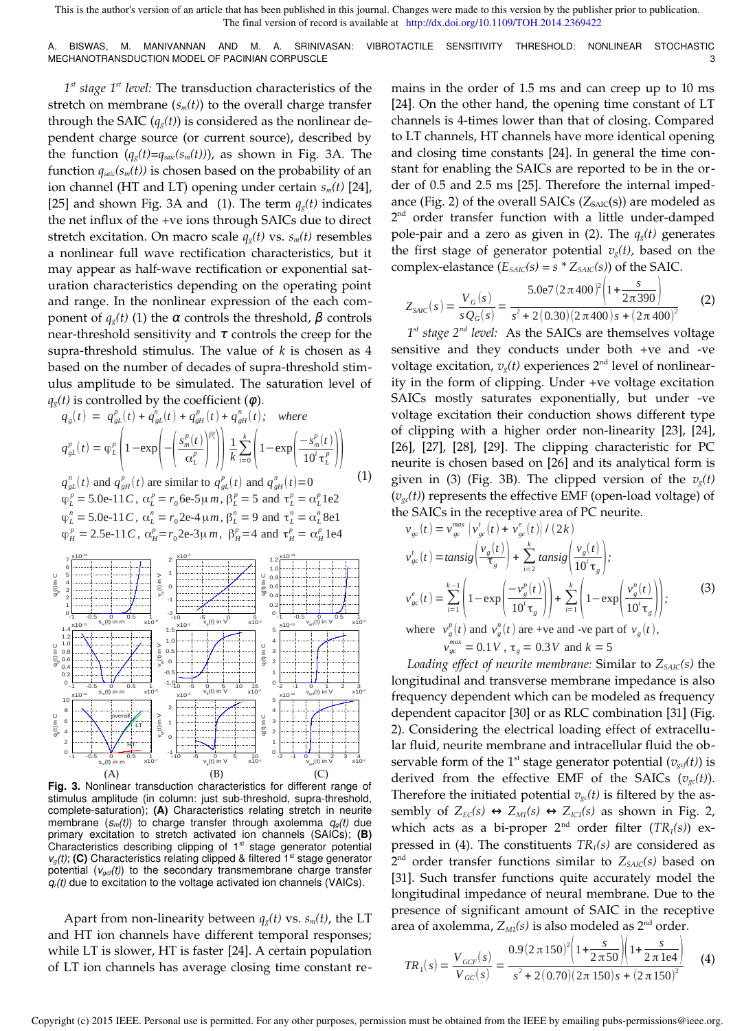*1st stage 1st level:* The transduction characteristics of the stretch on membrane ($s_m(t)$) to the overall charge transfer through the SAIC ($q_g(t)$) is considered as the nonlinear dependent charge source (or current source), described by the function ($q_g(t)=q_{saic}(s_m(t))$), as shown in Fig. 3A. The function $q_{saic}(s_m(t))$ is chosen based on the probability of an ion channel (HT and LT) opening under certain $s_m(t)$ [24], [25] and shown Fig. 3A and (1). The term $q_g(t)$ indicates the net influx of the +ve ions through SAICs due to direct stretch excitation. On macro scale $q_g(t)$ vs. $s_m(t)$ resembles a nonlinear full wave rectification characteristics, but it may appear as half-wave rectification or exponential saturation characteristics depending on the operating point and range. In the nonlinear expression of the each component of $q_g(t)$ (1) the $\alpha$ controls the threshold, $\beta$ controls near-threshold sensitivity and $\tau$ controls the creep for the supra-threshold stimulus. The value of $k$ is chosen as 4 based on the number of decades of supra-threshold stimulus amplitude to be simulated. The saturation level of $q_g(t)$ is controlled by the coefficient ($\varphi$).

$$
\begin{aligned}
&q_g(t) = q_{gL}^p(t) + q_{gL}^n(t) + q_{gH}^p(t) + q_{gH}^n(t); \quad where \\
&q_{gL}^p(t) = \varphi_L^p\left(1-\exp\left(-\left(\frac{s_m^p(t)}{\alpha_L^p}\right)^{\beta_L^p}\right)\right)\frac{1}{k}\sum_{i=0}^{k}\left(1-\exp\left(\frac{-s_m^p(t)}{10^i\tau_L^p}\right)\right) \\
&q_{gL}^n(t) \text{ and } q_{gH}^p(t) \text{ are similar to } q_{gL}^p(t) \text{ and } q_{gH}^n(t)=0 \\
&\varphi_L^p = 5.0\text{e-}11C,\ \alpha_L^p = r_0 6\text{e-}5\mu m,\ \beta_L^p = 5 \text{ and } \tau_L^p = \alpha_L^p 1\text{e}2 \\
&\varphi_L^n = 5.0\text{e-}11C,\ \alpha_L^n = r_0 2\text{e-}4\mu m,\ \beta_L^n = 9 \text{ and } \tau_L^n = \alpha_L^n 8\text{e}1 \\
&\varphi_H^p = 2.5\text{e-}11C,\ \alpha_H^p = r_0 2\text{e-}3\mu m,\ \beta_H^p = 4 \text{ and } \tau_H^p = \alpha_H^p 1\text{e}4
\end{aligned}
\tag{1}
$$

**Fig. 3.** Nonlinear transduction characteristics for different range of stimulus amplitude (in column: just sub-threshold, supra-threshold, complete-saturation); **(A)** Characteristics relating stretch in neurite membrane ($s_m(t)$) to charge transfer through axolemma $q_g(t)$ due primary excitation to stretch activated ion channels (SAICs); **(B)** Characteristics describing clipping of 1st stage generator potential $v_g(t)$; **(C)** Characteristics relating clipped & filtered 1st stage generator potential ($v_{gcf}(t)$) to the secondary transmembrane charge transfer $q_r(t)$ due to excitation to the voltage activated ion channels (VAICs).

Apart from non-linearity between $q_g(t)$ vs. $s_m(t)$, the LT and HT ion channels have different temporal responses; while LT is slower, HT is faster [24]. A certain population of LT ion channels has average closing time constant remains in the order of 1.5 ms and can creep up to 10 ms [24]. On the other hand, the opening time constant of LT channels is 4-times lower than that of closing. Compared to LT channels, HT channels have more identical opening and closing time constants [24]. In general the time constant for enabling the SAICs are reported to be in the order of 0.5 and 2.5 ms [25]. Therefore the internal impedance (Fig. 2) of the overall SAICs ($Z_{SAIC}(s)$) are modeled as 2nd order transfer function with a little under-damped pole-pair and a zero as given in (2). The $q_g(t)$ generates the first stage of generator potential $v_g(t)$, based on the complex-elastance ($E_{SAIC}(s) = s * Z_{SAIC}(s)$) of the SAIC.

$$
Z_{SAIC}(s) = \frac{V_G(s)}{sQ_G(s)} = \frac{5.0\text{e}7\,(2\pi 400)^2\left(1+\dfrac{s}{2\pi 390}\right)}{s^2 + 2(0.30)(2\pi 400)s + (2\pi 400)^2} \tag{2}
$$

*1st stage 2nd level:* As the SAICs are themselves voltage sensitive and they conducts under both +ve and -ve voltage excitation, $v_g(t)$ experiences 2nd level of nonlinearity in the form of clipping. Under +ve voltage excitation SAICs mostly saturates exponentially, but under -ve voltage excitation their conduction shows different type of clipping with a higher order non-linearity [23], [24], [26], [27], [28], [29]. The clipping characteristic for PC neurite is chosen based on [26] and its analytical form is given in (3) (Fig. 3B). The clipped version of the $v_g(t)$ ($v_{gc}(t)$) represents the effective EMF (open-load voltage) of the SAICs in the receptive area of PC neurite.

$$
\begin{aligned}
&v_{gc}(t) = v_{gc}^{max}\left(v_{gc}^t(t) + v_{gc}^e(t)\right)/(2k) \\
&v_{gc}^t(t) = tansig\left(\frac{v_g(t)}{\tau_g}\right) + \sum_{i=2}^{k} tansig\left(\frac{v_g(t)}{10^i\tau_g}\right); \\
&v_{gc}^e(t) = \sum_{i=1}^{k-1}\left(1-\exp\left(\frac{-v_g^p(t)}{10^i\tau_g}\right)\right) + \sum_{i=1}^{k}\left(1-\exp\left(\frac{v_g^n(t)}{10^i\tau_g}\right)\right); \\
&\text{where } v_g^p(t) \text{ and } v_g^n(t) \text{ are +ve and -ve part of } v_g(t), \\
&v_{gc}^{max} = 0.1V,\ \tau_g = 0.3V \text{ and } k = 5
\end{aligned}
\tag{3}
$$

*Loading effect of neurite membrane:* Similar to $Z_{SAIC}(s)$ the longitudinal and transverse membrane impedance is also frequency dependent which can be modeled as frequency dependent capacitor [30] or as RLC combination [31] (Fig. 2). Considering the electrical loading effect of extracellular fluid, neurite membrane and intracellular fluid the observable form of the 1st stage generator potential ($v_{gcf}(t)$) is derived from the effective EMF of the SAICs ($v_{gc}(t)$). Therefore the initiated potential $v_{gc}(t)$ is filtered by the assembly of $Z_{EC}(s) \leftrightarrow Z_{MI}(s) \leftrightarrow Z_{ICI}(s)$ as shown in Fig. 2, which acts as a bi-proper 2nd order filter ($TR_1(s)$) expressed in (4). The constituents $TR_1(s)$ are considered as 2nd order transfer functions similar to $Z_{SAIC}(s)$ based on [31]. Such transfer functions quite accurately model the longitudinal impedance of neural membrane. Due to the presence of significant amount of SAIC in the receptive area of axolemma, $Z_{MI}(s)$ is also modeled as 2nd order.

$$
TR_1(s) = \frac{V_{GCF}(s)}{V_{GC}(s)} = \frac{0.9(2\pi 150)^2\left(1+\dfrac{s}{2\pi 50}\right)\left(1+\dfrac{s}{2\pi\,1\text{e}4}\right)}{s^2 + 2(0.70)(2\pi 150)s + (2\pi 150)^2} \tag{4}
$$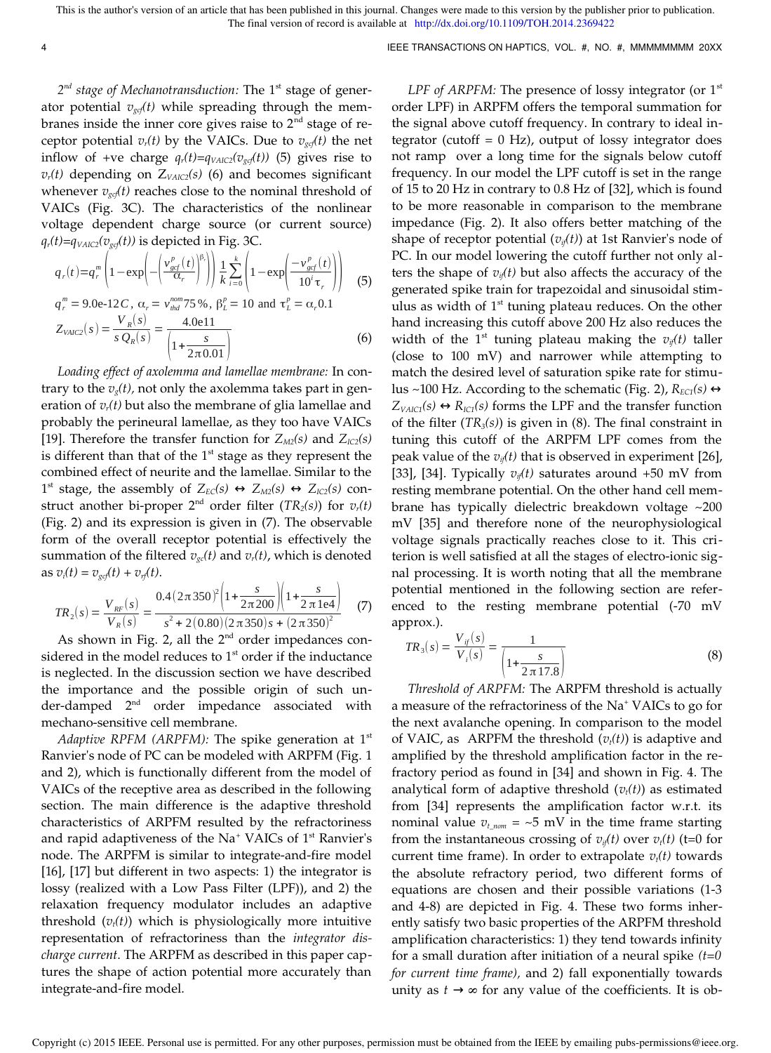*$2^{nd}$ stage of Mechanotransduction:* The 1st stage of generator potential $v_{gcf}(t)$ while spreading through the membranes inside the inner core gives raise to 2nd stage of receptor potential $v_r(t)$ by the VAICs. Due to $v_{gcf}(t)$ the net inflow of +ve charge $q_r(t)=q_{VAIC2}(v_{gcf}(t))$ (5) gives rise to $v_r(t)$ depending on $Z_{VAIC2}(s)$ (6) and becomes significant whenever $v_{gcf}(t)$ reaches close to the nominal threshold of VAICs (Fig. 3C). The characteristics of the nonlinear voltage dependent charge source (or current source) $q_r(t)=q_{VAIC2}(v_{gcf}(t))$ is depicted in Fig. 3C.

$$q_r(t)=q_r^m\left(1-\exp\left(-\left(\frac{v_{gcf}^p(t)}{\alpha_r}\right)^{\beta_r}\right)\right)\frac{1}{k}\sum_{i=0}^{k}\left(1-\exp\left(\frac{-v_{gcf}^p(t)}{10^i\tau_r}\right)\right) \quad (5)$$

$$q_r^m = 9.0\text{e-}12C,\ \alpha_r = v_{thd}^{nom}75\%,\ \beta_L^p = 10 \text{ and } \tau_L^p = \alpha_r 0.1$$

$$Z_{VAIC2}(s) = \frac{V_R(s)}{s\,Q_R(s)} = \frac{4.0\text{e}11}{\left(1+\dfrac{s}{2\pi 0.01}\right)} \quad (6)$$

*Loading effect of axolemma and lamellae membrane:* In contrary to the $v_g(t)$, not only the axolemma takes part in generation of $v_r(t)$ but also the membrane of glia lamellae and probably the perineural lamellae, as they too have VAICs [19]. Therefore the transfer function for $Z_{M2}(s)$ and $Z_{IC2}(s)$ is different than that of the 1st stage as they represent the combined effect of neurite and the lamellae. Similar to the 1st stage, the assembly of $Z_{EC}(s) \leftrightarrow Z_{M2}(s) \leftrightarrow Z_{IC2}(s)$ construct another bi-proper 2nd order filter ($TR_2(s)$) for $v_r(t)$ (Fig. 2) and its expression is given in (7). The observable form of the overall receptor potential is effectively the summation of the filtered $v_{gc}(t)$ and $v_r(t)$, which is denoted as $v_i(t) = v_{gcf}(t) + v_{rf}(t)$.

$$TR_2(s) = \frac{V_{RF}(s)}{V_R(s)} = \frac{0.4(2\pi 350)^2\left(1+\dfrac{s}{2\pi 200}\right)\left(1+\dfrac{s}{2\pi 1\text{e}4}\right)}{s^2+2(0.80)(2\pi 350)s+(2\pi 350)^2} \quad (7)$$

As shown in Fig. 2, all the 2nd order impedances considered in the model reduces to 1st order if the inductance is neglected. In the discussion section we have described the importance and the possible origin of such under-damped 2nd order impedance associated with mechano-sensitive cell membrane.

*Adaptive RPFM (ARPFM):* The spike generation at 1st Ranvier's node of PC can be modeled with ARPFM (Fig. 1 and 2), which is functionally different from the model of VAICs of the receptive area as described in the following section. The main difference is the adaptive threshold characteristics of ARPFM resulted by the refractoriness and rapid adaptiveness of the $Na^+$ VAICs of 1st Ranvier's node. The ARPFM is similar to integrate-and-fire model [16], [17] but different in two aspects: 1) the integrator is lossy (realized with a Low Pass Filter (LPF)), and 2) the relaxation frequency modulator includes an adaptive threshold ($v_t(t)$) which is physiologically more intuitive representation of refractoriness than the *integrator discharge current*. The ARPFM as described in this paper captures the shape of action potential more accurately than integrate-and-fire model.

*LPF of ARPFM:* The presence of lossy integrator (or 1st order LPF) in ARPFM offers the temporal summation for the signal above cutoff frequency. In contrary to ideal integrator (cutoff = 0 Hz), output of lossy integrator does not ramp over a long time for the signals below cutoff frequency. In our model the LPF cutoff is set in the range of 15 to 20 Hz in contrary to 0.8 Hz of [32], which is found to be more reasonable in comparison to the membrane impedance (Fig. 2). It also offers better matching of the shape of receptor potential ($v_{if}(t)$) at 1st Ranvier's node of PC. In our model lowering the cutoff further not only alters the shape of $v_{if}(t)$ but also affects the accuracy of the generated spike train for trapezoidal and sinusoidal stimulus as width of 1st tuning plateau reduces. On the other hand increasing this cutoff above 200 Hz also reduces the width of the 1st tuning plateau making the $v_{if}(t)$ taller (close to 100 mV) and narrower while attempting to match the desired level of saturation spike rate for stimulus ~100 Hz. According to the schematic (Fig. 2), $R_{EC1}(s) \leftrightarrow Z_{VAIC1}(s) \leftrightarrow R_{IC1}(s)$ forms the LPF and the transfer function of the filter ($TR_3(s)$) is given in (8). The final constraint in tuning this cutoff of the ARPFM LPF comes from the peak value of the $v_{if}(t)$ that is observed in experiment [26], [33], [34]. Typically $v_{if}(t)$ saturates around +50 mV from resting membrane potential. On the other hand cell membrane has typically dielectric breakdown voltage ~200 mV [35] and therefore none of the neurophysiological voltage signals practically reaches close to it. This criterion is well satisfied at all the stages of electro-ionic signal processing. It is worth noting that all the membrane potential mentioned in the following section are referenced to the resting membrane potential (-70 mV approx.).

$$TR_3(s) = \frac{V_{if}(s)}{V_i(s)} = \frac{1}{\left(1+\dfrac{s}{2\pi 17.8}\right)} \quad (8)$$

*Threshold of ARPFM:* The ARPFM threshold is actually a measure of the refractoriness of the $Na^+$ VAICs to go for the next avalanche opening. In comparison to the model of VAIC, as ARPFM the threshold ($v_t(t)$) is adaptive and amplified by the threshold amplification factor in the refractory period as found in [34] and shown in Fig. 4. The analytical form of adaptive threshold ($v_t(t)$) as estimated from [34] represents the amplification factor w.r.t. its nominal value $v_{t\_nom}$ = ~5 mV in the time frame starting from the instantaneous crossing of $v_{if}(t)$ over $v_t(t)$ (t=0 for current time frame). In order to extrapolate $v_t(t)$ towards the absolute refractory period, two different forms of equations are chosen and their possible variations (1-3 and 4-8) are depicted in Fig. 4. These two forms inherently satisfy two basic properties of the ARPFM threshold amplification characteristics: 1) they tend towards infinity for a small duration after initiation of a neural spike *(t=0 for current time frame),* and 2) fall exponentially towards unity as $t \rightarrow \infty$ for any value of the coefficients. It is ob-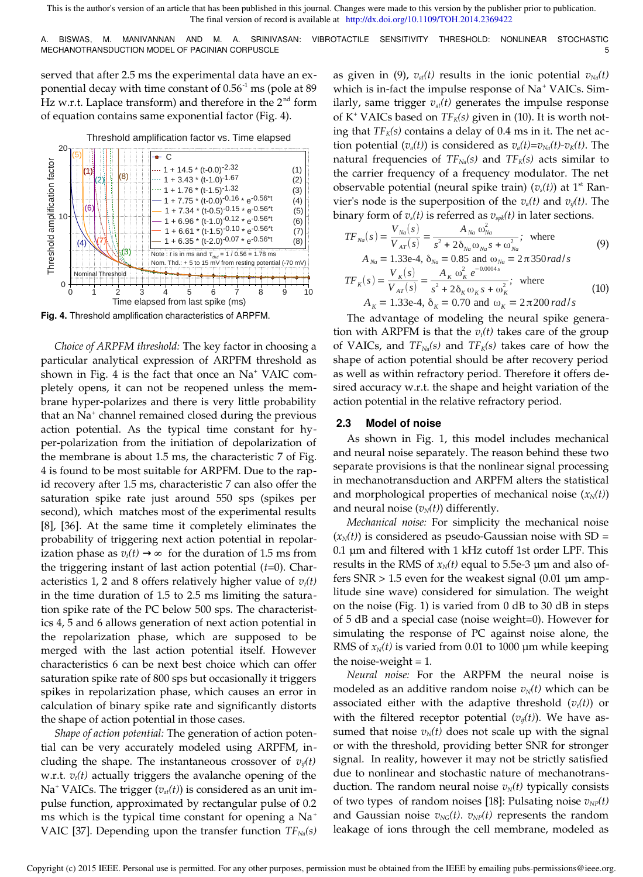served that after 2.5 ms the experimental data have an exponential decay with time constant of $0.56^{-1}$ ms (pole at 89 Hz w.r.t. Laplace transform) and therefore in the 2nd form of equation contains same exponential factor (Fig. 4).

**Fig. 4.** Threshold amplification characteristics of ARPFM.

*Choice of ARPFM threshold:* The key factor in choosing a particular analytical expression of ARPFM threshold as shown in Fig. 4 is the fact that once an $Na^+$ VAIC completely opens, it can not be reopened unless the membrane hyper-polarizes and there is very little probability that an $Na^+$ channel remained closed during the previous action potential. As the typical time constant for hyper-polarization from the initiation of depolarization of the membrane is about 1.5 ms, the characteristic 7 of Fig. 4 is found to be most suitable for ARPFM. Due to the rapid recovery after 1.5 ms, characteristic 7 can also offer the saturation spike rate just around 550 sps (spikes per second), which matches most of the experimental results [8], [36]. At the same time it completely eliminates the probability of triggering next action potential in repolarization phase as $v_t(t) \rightarrow \infty$ for the duration of 1.5 ms from the triggering instant of last action potential ($t$=0). Characteristics 1, 2 and 8 offers relatively higher value of $v_t(t)$ in the time duration of 1.5 to 2.5 ms limiting the saturation spike rate of the PC below 500 sps. The characteristics 4, 5 and 6 allows generation of next action potential in the repolarization phase, which are supposed to be merged with the last action potential itself. However characteristics 6 can be next best choice which can offer saturation spike rate of 800 sps but occasionally it triggers spikes in repolarization phase, which causes an error in calculation of binary spike rate and significantly distorts the shape of action potential in those cases.

*Shape of action potential:* The generation of action potential can be very accurately modeled using ARPFM, including the shape. The instantaneous crossover of $v_{rf}(t)$ w.r.t. $v_t(t)$ actually triggers the avalanche opening of the $Na^+$ VAICs. The trigger ($v_{at}(t)$) is considered as an unit impulse function, approximated by rectangular pulse of 0.2 ms which is the typical time constant for opening a $Na^+$ VAIC [37]. Depending upon the transfer function $TF_{Na}(s)$ as given in (9), $v_{at}(t)$ results in the ionic potential $v_{Na}(t)$ which is in-fact the impulse response of $Na^+$ VAICs. Similarly, same trigger $v_{at}(t)$ generates the impulse response of $K^+$ VAICs based on $TF_K(s)$ given in (10). It is worth noting that $TF_K(s)$ contains a delay of 0.4 ms in it. The net action potential ($v_a(t)$) is considered as $v_a(t)=v_{Na}(t)-v_K(t)$. The natural frequencies of $TF_{Na}(s)$ and $TF_K(s)$ acts similar to the carrier frequency of a frequency modulator. The net observable potential (neural spike train) ($v_s(t)$) at 1st Ranvier's node is the superposition of the $v_a(t)$ and $v_{rf}(t)$. The binary form of $v_s(t)$ is referred as $v_{spk}(t)$ in later sections.

$$TF_{Na}(s) = \frac{V_{Na}(s)}{V_{AT}(s)} = \frac{A_{Na}\,\omega_{Na}^2}{s^2 + 2\delta_{Na}\omega_{Na}s + \omega_{Na}^2}; \text{ where} \quad (9)$$
$$A_{Na} = 1.33\text{e-}4,\ \delta_{Na} = 0.85 \text{ and } \omega_{Na} = 2\pi 350\, rad/s$$

$$TF_K(s) = \frac{V_K(s)}{V_{AT}(s)} = \frac{A_K\,\omega_K^2\, e^{-0.0004s}}{s^2 + 2\delta_K\omega_K s + \omega_K^2}; \text{ where} \quad (10)$$
$$A_K = 1.33\text{e-}4,\ \delta_K = 0.70 \text{ and } \omega_K = 2\pi 200\, rad/s$$

The advantage of modeling the neural spike generation with ARPFM is that the $v_t(t)$ takes care of the group of VAICs, and $TF_{Na}(s)$ and $TF_K(s)$ takes care of how the shape of action potential should be after recovery period as well as within refractory period. Therefore it offers desired accuracy w.r.t. the shape and height variation of the action potential in the relative refractory period.

## 2.3 Model of noise

As shown in Fig. 1, this model includes mechanical and neural noise separately. The reason behind these two separate provisions is that the nonlinear signal processing in mechanotransduction and ARPFM alters the statistical and morphological properties of mechanical noise ($x_N(t)$) and neural noise ($v_N(t)$) differently.

*Mechanical noise:* For simplicity the mechanical noise ($x_N(t)$) is considered as pseudo-Gaussian noise with SD = 0.1 µm and filtered with 1 kHz cutoff 1st order LPF. This results in the RMS of $x_N(t)$ equal to 5.5e-3 µm and also offers SNR > 1.5 even for the weakest signal (0.01 µm amplitude sine wave) considered for simulation. The weight on the noise (Fig. 1) is varied from 0 dB to 30 dB in steps of 5 dB and a special case (noise weight=0). However for simulating the response of PC against noise alone, the RMS of $x_N(t)$ is varied from 0.01 to 1000 µm while keeping the noise-weight = 1.

*Neural noise:* For the ARPFM the neural noise is modeled as an additive random noise $v_N(t)$ which can be associated either with the adaptive threshold ($v_t(t)$) or with the filtered receptor potential ($v_{rf}(t)$). We have assumed that noise $v_N(t)$ does not scale up with the signal or with the threshold, providing better SNR for stronger signal. In reality, however it may not be strictly satisfied due to nonlinear and stochastic nature of mechanotransduction. The random neural noise $v_N(t)$ typically consists of two types of random noises [18]: Pulsating noise $v_{NP}(t)$ and Gaussian noise $v_{NG}(t)$. $v_{NP}(t)$ represents the random leakage of ions through the cell membrane, modeled as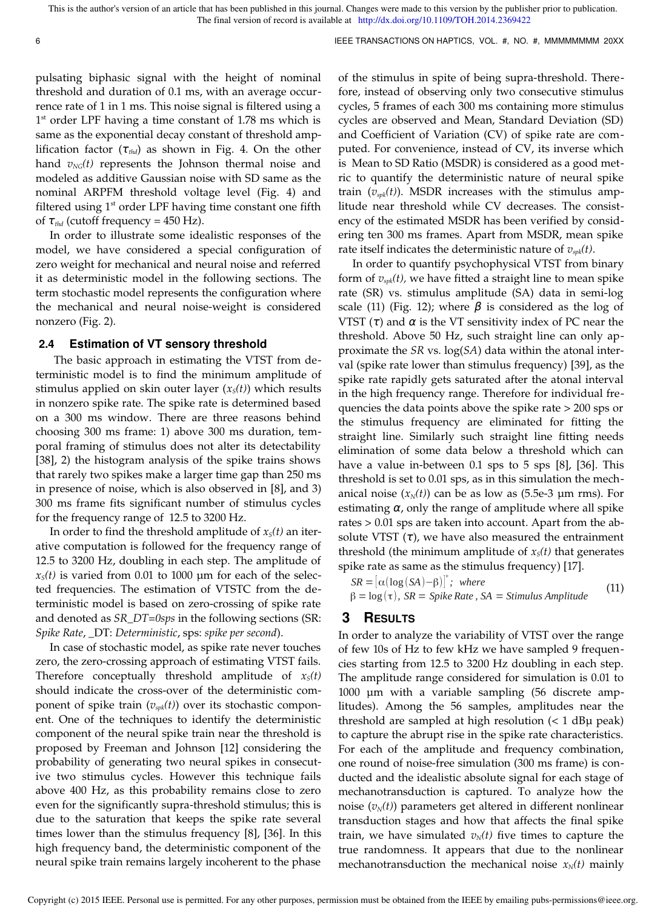pulsating biphasic signal with the height of nominal threshold and duration of 0.1 ms, with an average occurrence rate of 1 in 1 ms. This noise signal is filtered using a 1st order LPF having a time constant of 1.78 ms which is same as the exponential decay constant of threshold amplification factor ($\tau_{thd}$) as shown in Fig. 4. On the other hand $v_{NG}(t)$ represents the Johnson thermal noise and modeled as additive Gaussian noise with SD same as the nominal ARPFM threshold voltage level (Fig. 4) and filtered using 1st order LPF having time constant one fifth of $\tau_{thd}$ (cutoff frequency = 450 Hz).

In order to illustrate some idealistic responses of the model, we have considered a special configuration of zero weight for mechanical and neural noise and referred it as deterministic model in the following sections. The term stochastic model represents the configuration where the mechanical and neural noise-weight is considered nonzero (Fig. 2).

### 2.4 Estimation of VT sensory threshold

The basic approach in estimating the VTST from deterministic model is to find the minimum amplitude of stimulus applied on skin outer layer ($x_S(t)$) which results in nonzero spike rate. The spike rate is determined based on a 300 ms window. There are three reasons behind choosing 300 ms frame: 1) above 300 ms duration, temporal framing of stimulus does not alter its detectability [38], 2) the histogram analysis of the spike trains shows that rarely two spikes make a larger time gap than 250 ms in presence of noise, which is also observed in [8], and 3) 300 ms frame fits significant number of stimulus cycles for the frequency range of 12.5 to 3200 Hz.

In order to find the threshold amplitude of $x_S(t)$ an iterative computation is followed for the frequency range of 12.5 to 3200 Hz, doubling in each step. The amplitude of $x_S(t)$ is varied from 0.01 to 1000 μm for each of the selected frequencies. The estimation of VTSTC from the deterministic model is based on zero-crossing of spike rate and denoted as *SR_DT=0sps* in the following sections (SR: *Spike Rate*, _DT: *Deterministic*, sps: *spike per second*).

In case of stochastic model, as spike rate never touches zero, the zero-crossing approach of estimating VTST fails. Therefore conceptually threshold amplitude of $x_S(t)$ should indicate the cross-over of the deterministic component of spike train ($v_{spk}(t)$) over its stochastic component. One of the techniques to identify the deterministic component of the neural spike train near the threshold is proposed by Freeman and Johnson [12] considering the probability of generating two neural spikes in consecutive two stimulus cycles. However this technique fails above 400 Hz, as this probability remains close to zero even for the significantly supra-threshold stimulus; this is due to the saturation that keeps the spike rate several times lower than the stimulus frequency [8], [36]. In this high frequency band, the deterministic component of the neural spike train remains largely incoherent to the phase of the stimulus in spite of being supra-threshold. Therefore, instead of observing only two consecutive stimulus cycles, 5 frames of each 300 ms containing more stimulus cycles are observed and Mean, Standard Deviation (SD) and Coefficient of Variation (CV) of spike rate are computed. For convenience, instead of CV, its inverse which is Mean to SD Ratio (MSDR) is considered as a good metric to quantify the deterministic nature of neural spike train ($v_{spk}(t)$). MSDR increases with the stimulus amplitude near threshold while CV decreases. The consistency of the estimated MSDR has been verified by considering ten 300 ms frames. Apart from MSDR, mean spike rate itself indicates the deterministic nature of $v_{spk}(t)$.

In order to quantify psychophysical VTST from binary form of $v_{spk}(t)$, we have fitted a straight line to mean spike rate (SR) vs. stimulus amplitude (SA) data in semi-log scale (11) (Fig. 12); where $\beta$ is considered as the log of VTST ($\tau$) and $\alpha$ is the VT sensitivity index of PC near the threshold. Above 50 Hz, such straight line can only approximate the *SR* vs. log(*SA*) data within the atonal interval (spike rate lower than stimulus frequency) [39], as the spike rate rapidly gets saturated after the atonal interval in the high frequency range. Therefore for individual frequencies the data points above the spike rate > 200 sps or the stimulus frequency are eliminated for fitting the straight line. Similarly such straight line fitting needs elimination of some data below a threshold which can have a value in-between 0.1 sps to 5 sps [8], [36]. This threshold is set to 0.01 sps, as in this simulation the mechanical noise ($x_N(t)$) can be as low as (5.5e-3 μm rms). For estimating $\alpha$, only the range of amplitude where all spike rates > 0.01 sps are taken into account. Apart from the absolute VTST ($\tau$), we have also measured the entrainment threshold (the minimum amplitude of $x_S(t)$ that generates spike rate as same as the stimulus frequency) [17].

$$SR = \left[\alpha\left(\log(SA) - \beta\right)\right]^{+};\ \ where$$
$$\beta = \log(\tau),\ SR = Spike\ Rate,\ SA = Stimulus\ Amplitude \tag{11}$$

## 3 Results

In order to analyze the variability of VTST over the range of few 10s of Hz to few kHz we have sampled 9 frequencies starting from 12.5 to 3200 Hz doubling in each step. The amplitude range considered for simulation is 0.01 to 1000 μm with a variable sampling (56 discrete amplitudes). Among the 56 samples, amplitudes near the threshold are sampled at high resolution (< 1 dBμ peak) to capture the abrupt rise in the spike rate characteristics. For each of the amplitude and frequency combination, one round of noise-free simulation (300 ms frame) is conducted and the idealistic absolute signal for each stage of mechanotransduction is captured. To analyze how the noise ($v_N(t)$) parameters get altered in different nonlinear transduction stages and how that affects the final spike train, we have simulated $v_N(t)$ five times to capture the true randomness. It appears that due to the nonlinear mechanotransduction the mechanical noise $x_N(t)$ mainly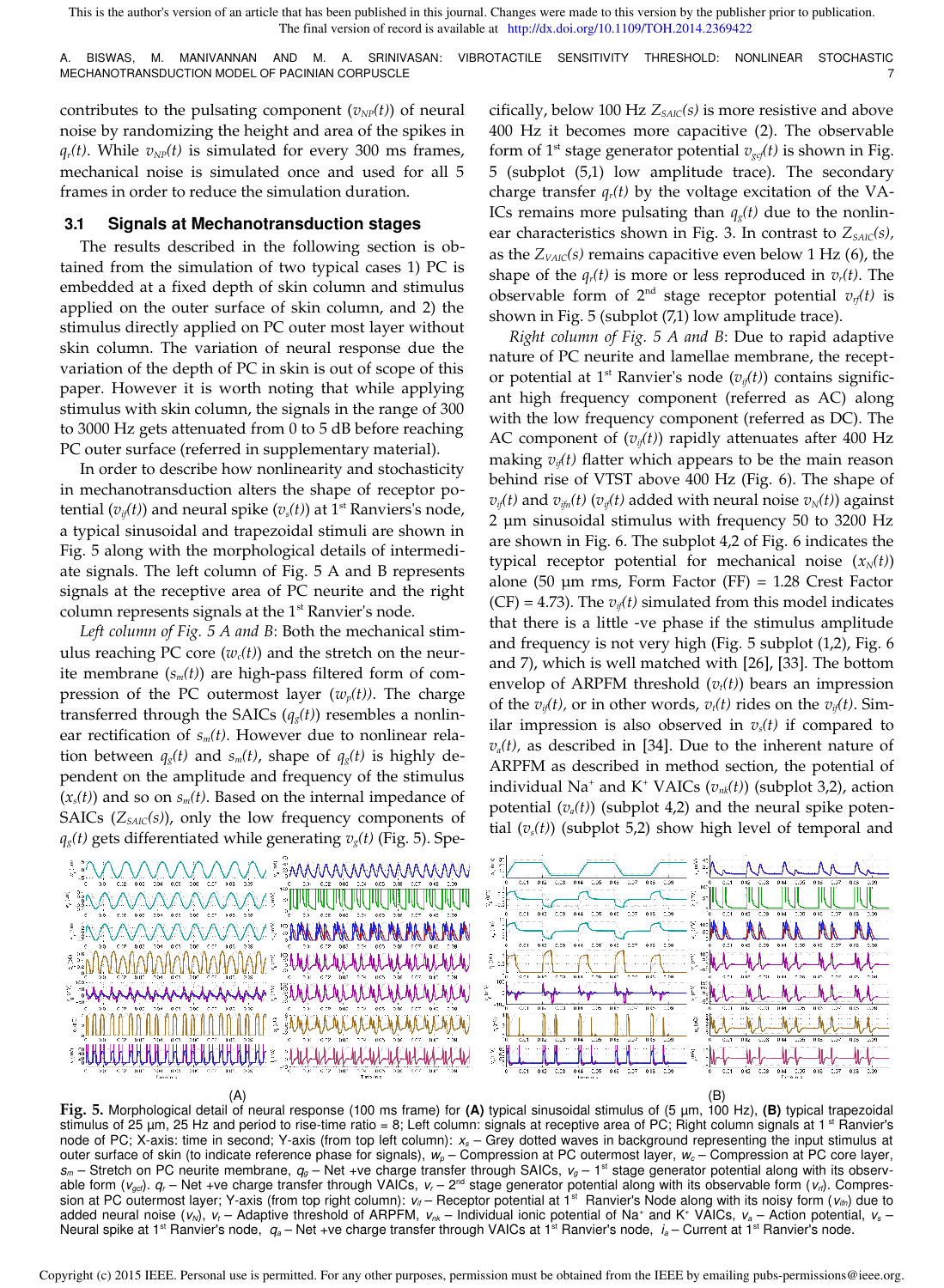This is the author's version of an article that has been published in this journal. Changes were made to this version by the publisher prior to publication. The final version of record is available at http://dx.doi.org/10.1109/TOH.2014.2369422

contributes to the pulsating component ($v_{NP}(t)$) of neural noise by randomizing the height and area of the spikes in $q_r(t)$. While $v_{NP}(t)$ is simulated for every 300 ms frames, mechanical noise is simulated once and used for all 5 frames in order to reduce the simulation duration.

### 3.1 Signals at Mechanotransduction stages

The results described in the following section is obtained from the simulation of two typical cases 1) PC is embedded at a fixed depth of skin column and stimulus applied on the outer surface of skin column, and 2) the stimulus directly applied on PC outer most layer without skin column. The variation of neural response due the variation of the depth of PC in skin is out of scope of this paper. However it is worth noting that while applying stimulus with skin column, the signals in the range of 300 to 3000 Hz gets attenuated from 0 to 5 dB before reaching PC outer surface (referred in supplementary material).

In order to describe how nonlinearity and stochasticity in mechanotransduction alters the shape of receptor potential ($v_{tf}(t)$) and neural spike ($v_s(t)$) at 1st Ranviers's node, a typical sinusoidal and trapezoidal stimuli are shown in Fig. 5 along with the morphological details of intermediate signals. The left column of Fig. 5 A and B represents signals at the receptive area of PC neurite and the right column represents signals at the 1st Ranvier's node.

*Left column of Fig. 5 A and B*: Both the mechanical stimulus reaching PC core ($w_c(t)$) and the stretch on the neurite membrane ($s_m(t)$) are high-pass filtered form of compression of the PC outermost layer ($w_p(t)$). The charge transferred through the SAICs ($q_g(t)$) resembles a nonlinear rectification of $s_m(t)$. However due to nonlinear relation between $q_g(t)$ and $s_m(t)$, shape of $q_g(t)$ is highly dependent on the amplitude and frequency of the stimulus ($x_s(t)$) and so on $s_m(t)$. Based on the internal impedance of SAICs ($Z_{SAIC}(s)$), only the low frequency components of $q_g(t)$ gets differentiated while generating $v_g(t)$ (Fig. 5). Specifically, below 100 Hz $Z_{SAIC}(s)$ is more resistive and above 400 Hz it becomes more capacitive (2). The observable form of 1st stage generator potential $v_{gcl}(t)$ is shown in Fig. 5 (subplot (5,1) low amplitude trace). The secondary charge transfer $q_r(t)$ by the voltage excitation of the VAICs remains more pulsating than $q_g(t)$ due to the nonlinear characteristics shown in Fig. 3. In contrast to $Z_{SAIC}(s)$, as the $Z_{VAIC}(s)$ remains capacitive even below 1 Hz (6), the shape of the $q_r(t)$ is more or less reproduced in $v_r(t)$. The observable form of 2nd stage receptor potential $v_{rl}(t)$ is shown in Fig. 5 (subplot (7,1) low amplitude trace).

*Right column of Fig. 5 A and B*: Due to rapid adaptive nature of PC neurite and lamellae membrane, the receptor potential at 1st Ranvier's node ($v_{tf}(t)$) contains significant high frequency component (referred as AC) along with the low frequency component (referred as DC). The AC component of ($v_{tf}(t)$) rapidly attenuates after 400 Hz making $v_{tf}(t)$ flatter which appears to be the main reason behind rise of VTST above 400 Hz (Fig. 6). The shape of $v_{tf}(t)$ and $v_{tfn}(t)$ ($v_{tf}(t)$ added with neural noise $v_N(t)$) against 2 µm sinusoidal stimulus with frequency 50 to 3200 Hz are shown in Fig. 6. The subplot 4,2 of Fig. 6 indicates the typical receptor potential for mechanical noise ($x_N(t)$) alone (50 µm rms, Form Factor (FF) = 1.28 Crest Factor (CF) = 4.73). The $v_{tf}(t)$ simulated from this model indicates that there is a little -ve phase if the stimulus amplitude and frequency is not very high (Fig. 5 subplot (1,2), Fig. 6 and 7), which is well matched with [26], [33]. The bottom envelop of ARPFM threshold ($v_t(t)$) bears an impression of the $v_{tf}(t)$, or in other words, $v_t(t)$ rides on the $v_{tf}(t)$. Similar impression is also observed in $v_s(t)$ if compared to $v_a(t)$, as described in [34]. Due to the inherent nature of ARPFM as described in method section, the potential of individual $Na^+$ and $K^+$ VAICs ($v_{nk}(t)$) (subplot 3,2), action potential ($v_a(t)$) (subplot 4,2) and the neural spike potential ($v_s(t)$) (subplot 5,2) show high level of temporal and

**Fig. 5.** Morphological detail of neural response (100 ms frame) for **(A)** typical sinusoidal stimulus of (5 µm, 100 Hz), **(B)** typical trapezoidal stimulus of 25 µm, 25 Hz and period to rise-time ratio = 8; Left column: signals at receptive area of PC; Right column signals at 1st Ranvier's node of PC; X-axis: time in second; Y-axis (from top left column): $x_s$ – Grey dotted waves in background representing the input stimulus at outer surface of skin (to indicate reference phase for signals), $w_p$ – Compression at PC outermost layer, $w_c$ – Compression at PC core layer, $s_m$ – Stretch on PC neurite membrane, $q_g$ – Net +ve charge transfer through SAICs, $v_g$ – 1st stage generator potential along with its observable form ($v_{gcl}$). $q_r$ – Net +ve charge transfer through VAICs, $v_r$ – 2nd stage generator potential along with its observable form ($v_{rl}$). Compression at PC outermost layer; Y-axis (from top right column): $v_{tf}$ – Receptor potential at 1st Ranvier's Node along with its noisy form ($v_{tfn}$) due to added neural noise ($v_N$), $v_t$ – Adaptive threshold of ARPFM, $v_{nk}$ – Individual ionic potential of $Na^+$ and $K^+$ VAICs, $v_a$ – Action potential, $v_s$ – Neural spike at 1st Ranvier's node, $q_a$ – Net +ve charge transfer through VAICs at 1st Ranvier's node, $i_a$ – Current at 1st Ranvier's node.

Copyright (c) 2015 IEEE. Personal use is permitted. For any other purposes, permission must be obtained from the IEEE by emailing pubs-permissions@ieee.org.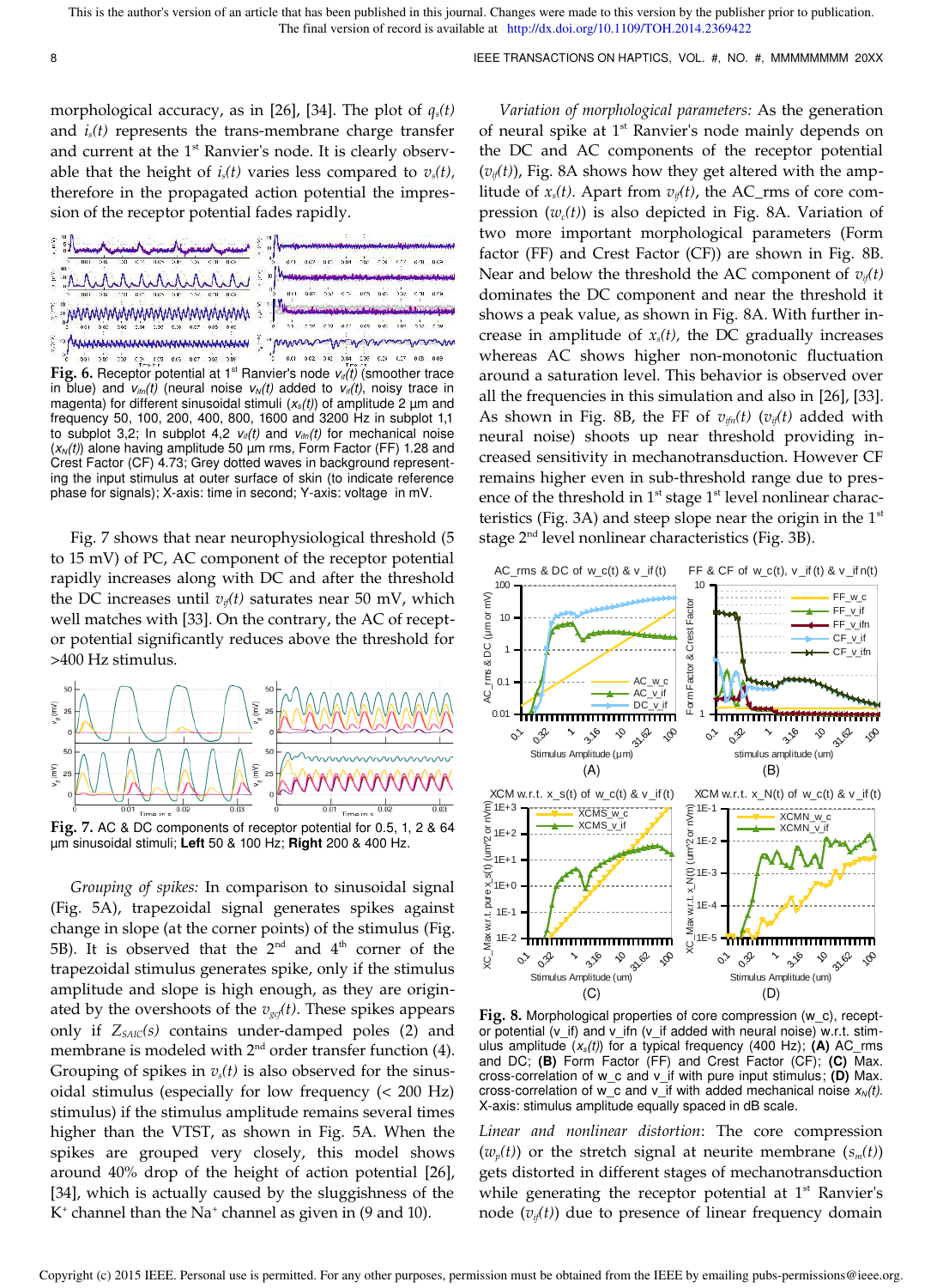morphological accuracy, as in [26], [34]. The plot of $q_s(t)$ and $i_s(t)$ represents the trans-membrane charge transfer and current at the 1st Ranvier's node. It is clearly observable that the height of $i_s(t)$ varies less compared to $v_s(t)$, therefore in the propagated action potential the impression of the receptor potential fades rapidly.

**Fig. 6.** Receptor potential at 1st Ranvier's node $v_{if}(t)$ (smoother trace in blue) and $v_{ifn}(t)$ (neural noise $v_N(t)$ added to $v_{if}(t)$, noisy trace in magenta) for different sinusoidal stimuli ($x_s(t)$) of amplitude 2 µm and frequency 50, 100, 200, 400, 800, 1600 and 3200 Hz in subplot 1,1 to subplot 3,2; In subplot 4,2 $v_{if}(t)$ and $v_{ifn}(t)$ for mechanical noise ($x_N(t)$) alone having amplitude 50 µm rms, Form Factor (FF) 1.28 and Crest Factor (CF) 4.73; Grey dotted waves in background representing the input stimulus at outer surface of skin (to indicate reference phase for signals); X-axis: time in second; Y-axis: voltage in mV.

Fig. 7 shows that near neurophysiological threshold (5 to 15 mV) of PC, AC component of the receptor potential rapidly increases along with DC and after the threshold the DC increases until $v_{if}(t)$ saturates near 50 mV, which well matches with [33]. On the contrary, the AC of receptor potential significantly reduces above the threshold for >400 Hz stimulus.

**Fig. 7.** AC & DC components of receptor potential for 0.5, 1, 2 & 64 µm sinusoidal stimuli; **Left** 50 & 100 Hz; **Right** 200 & 400 Hz.

*Grouping of spikes:* In comparison to sinusoidal signal (Fig. 5A), trapezoidal signal generates spikes against change in slope (at the corner points) of the stimulus (Fig. 5B). It is observed that the 2nd and 4th corner of the trapezoidal stimulus generates spike, only if the stimulus amplitude and slope is high enough, as they are originated by the overshoots of the $v_{gcl}(t)$. These spikes appears only if $Z_{SAIC}(s)$ contains under-damped poles (2) and membrane is modeled with 2nd order transfer function (4). Grouping of spikes in $v_s(t)$ is also observed for the sinusoidal stimulus (especially for low frequency (< 200 Hz) stimulus) if the stimulus amplitude remains several times higher than the VTST, as shown in Fig. 5A. When the spikes are grouped very closely, this model shows around 40% drop of the height of action potential [26], [34], which is actually caused by the sluggishness of the $K^+$ channel than the $Na^+$ channel as given in (9 and 10).

*Variation of morphological parameters:* As the generation of neural spike at 1st Ranvier's node mainly depends on the DC and AC components of the receptor potential ($v_{if}(t)$), Fig. 8A shows how they get altered with the amplitude of $x_s(t)$. Apart from $v_{if}(t)$, the AC_rms of core compression ($w_c(t)$) is also depicted in Fig. 8A. Variation of two more important morphological parameters (Form factor (FF) and Crest Factor (CF)) are shown in Fig. 8B. Near and below the threshold the AC component of $v_{if}(t)$ dominates the DC component and near the threshold it shows a peak value, as shown in Fig. 8A. With further increase in amplitude of $x_s(t)$, the DC gradually increases whereas AC shows higher non-monotonic fluctuation around a saturation level. This behavior is observed over all the frequencies in this simulation and also in [26], [33]. As shown in Fig. 8B, the FF of $v_{ifn}(t)$ ($v_{if}(t)$ added with neural noise) shoots up near threshold providing increased sensitivity in mechanotransduction. However CF remains higher even in sub-threshold range due to presence of the threshold in 1st stage 1st level nonlinear characteristics (Fig. 3A) and steep slope near the origin in the 1st stage 2nd level nonlinear characteristics (Fig. 3B).

**Fig. 8.** Morphological properties of core compression (w_c), receptor potential (v_if) and v_ifn (v_if added with neural noise) w.r.t. stimulus amplitude ($x_s(t)$) for a typical frequency (400 Hz); **(A)** AC_rms and DC; **(B)** Form Factor (FF) and Crest Factor (CF); **(C)** Max. cross-correlation of w_c and v_if with pure input stimulus; **(D)** Max. cross-correlation of w_c and v_if with added mechanical noise $x_N(t)$. X-axis: stimulus amplitude equally spaced in dB scale.

*Linear and nonlinear distortion*: The core compression ($w_p(t)$) or the stretch signal at neurite membrane ($s_m(t)$) gets distorted in different stages of mechanotransduction while generating the receptor potential at 1st Ranvier's node ($v_{if}(t)$) due to presence of linear frequency domain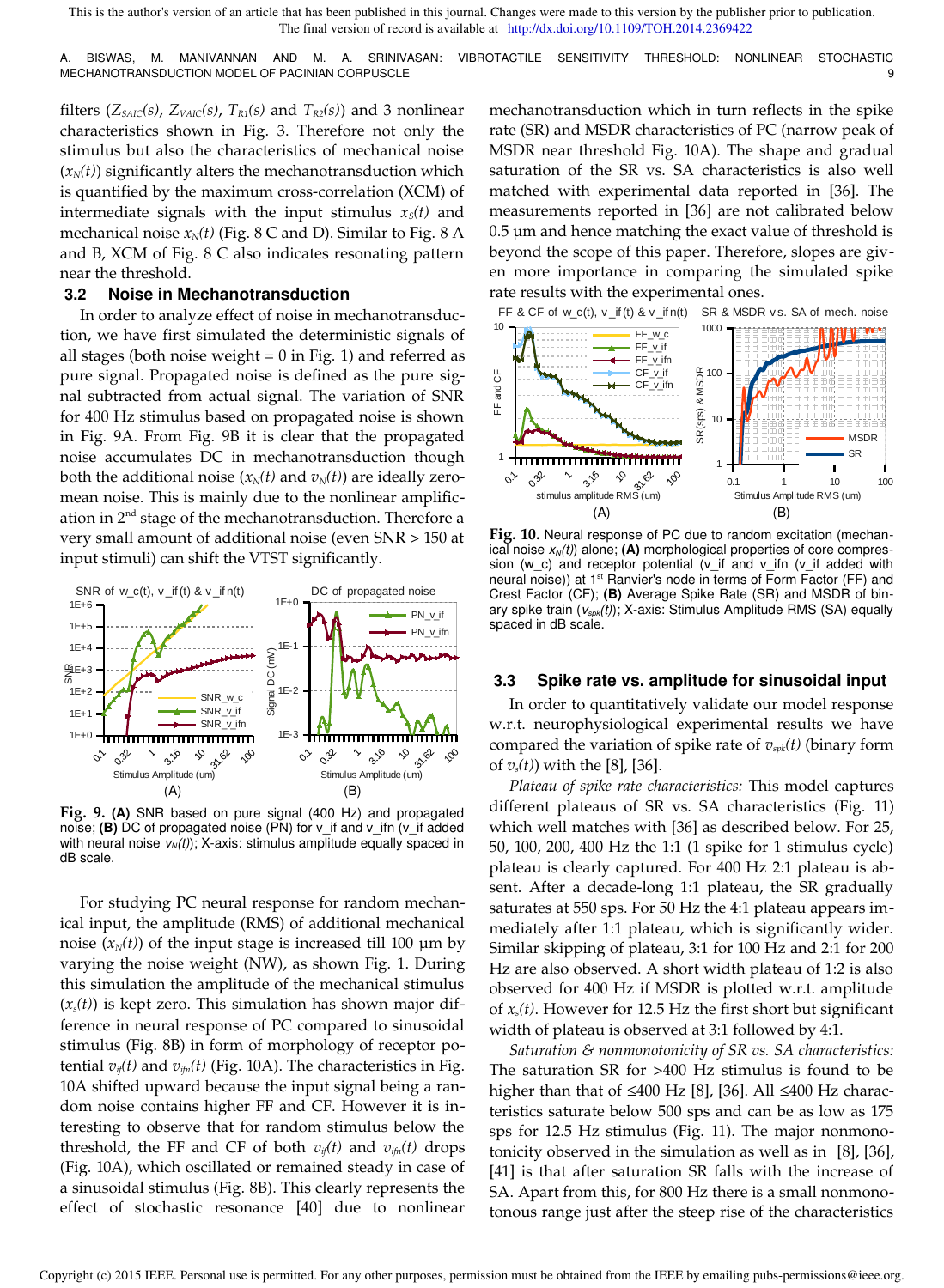filters ($Z_{SAIC}(s)$, $Z_{VAIC}(s)$, $T_{R1}(s)$ and $T_{R2}(s)$) and 3 nonlinear characteristics shown in Fig. 3. Therefore not only the stimulus but also the characteristics of mechanical noise ($x_N(t)$) significantly alters the mechanotransduction which is quantified by the maximum cross-correlation (XCM) of intermediate signals with the input stimulus $x_s(t)$ and mechanical noise $x_N(t)$ (Fig. 8 C and D). Similar to Fig. 8 A and B, XCM of Fig. 8 C also indicates resonating pattern near the threshold.

### 3.2 Noise in Mechanotransduction

In order to analyze effect of noise in mechanotransduction, we have first simulated the deterministic signals of all stages (both noise weight = 0 in Fig. 1) and referred as pure signal. Propagated noise is defined as the pure signal subtracted from actual signal. The variation of SNR for 400 Hz stimulus based on propagated noise is shown in Fig. 9A. From Fig. 9B it is clear that the propagated noise accumulates DC in mechanotransduction though both the additional noise ($x_N(t)$ and $v_N(t)$) are ideally zero-mean noise. This is mainly due to the nonlinear amplification in 2nd stage of the mechanotransduction. Therefore a very small amount of additional noise (even SNR > 150 at input stimuli) can shift the VTST significantly.

**Fig. 9. (A)** SNR based on pure signal (400 Hz) and propagated noise; **(B)** DC of propagated noise (PN) for v_if and v_ifn (v_if added with neural noise $v_N(t)$); X-axis: stimulus amplitude equally spaced in dB scale.

For studying PC neural response for random mechanical input, the amplitude (RMS) of additional mechanical noise ($x_N(t)$) of the input stage is increased till 100 µm by varying the noise weight (NW), as shown Fig. 1. During this simulation the amplitude of the mechanical stimulus ($x_s(t)$) is kept zero. This simulation has shown major difference in neural response of PC compared to sinusoidal stimulus (Fig. 8B) in form of morphology of receptor potential $v_{if}(t)$ and $v_{ifn}(t)$ (Fig. 10A). The characteristics in Fig. 10A shifted upward because the input signal being a random noise contains higher FF and CF. However it is interesting to observe that for random stimulus below the threshold, the FF and CF of both $v_{if}(t)$ and $v_{ifn}(t)$ drops (Fig. 10A), which oscillated or remained steady in case of a sinusoidal stimulus (Fig. 8B). This clearly represents the effect of stochastic resonance [40] due to nonlinear mechanotransduction which in turn reflects in the spike rate (SR) and MSDR characteristics of PC (narrow peak of MSDR near threshold Fig. 10A). The shape and gradual saturation of the SR vs. SA characteristics is also well matched with experimental data reported in [36]. The measurements reported in [36] are not calibrated below 0.5 µm and hence matching the exact value of threshold is beyond the scope of this paper. Therefore, slopes are given more importance in comparing the simulated spike rate results with the experimental ones.

**Fig. 10.** Neural response of PC due to random excitation (mechanical noise $x_N(t)$) alone; **(A)** morphological properties of core compression (w_c) and receptor potential (v_if and v_ifn (v_if added with neural noise)) at 1st Ranvier's node in terms of Crest Factor (FF) and Crest Factor (CF); **(B)** Average Spike Rate (SR) and MSDR of binary spike train ($v_{spk}(t)$); X-axis: Stimulus Amplitude RMS (SA) equally spaced in dB scale.

### 3.3 Spike rate vs. amplitude for sinusoidal input

In order to quantitatively validate our model response w.r.t. neurophysiological experimental results we have compared the variation of spike rate of $v_{spk}(t)$ (binary form of $v_s(t)$) with the [8], [36].

*Plateau of spike rate characteristics:* This model captures different plateaus of SR vs. SA characteristics (Fig. 11) which well matches with [36] as described below. For 25, 50, 100, 200, 400 Hz the 1:1 (1 spike for 1 stimulus cycle) plateau is clearly captured. For 400 Hz 2:1 plateau is absent. After a decade-long 1:1 plateau, the SR gradually saturates at 550 sps. For 50 Hz the 4:1 plateau appears immediately after 1:1 plateau, which is significantly wider. Similar skipping of plateau, 3:1 for 100 Hz and 2:1 for 200 Hz are also observed. A short width plateau of 1:2 is also observed for 400 Hz if MSDR is plotted w.r.t. amplitude of $x_s(t)$. However for 12.5 Hz the first short but significant width of plateau is observed at 3:1 followed by 4:1.

*Saturation & nonmonotonicity of SR vs. SA characteristics:* The saturation SR for >400 Hz stimulus is found to be higher than that of ≤400 Hz [8], [36]. All ≤400 Hz characteristics saturate below 500 sps and can be as low as 175 sps for 12.5 Hz stimulus (Fig. 11). The major nonmonotonicity observed in the simulation as well as in [8], [36], [41] is that after saturation SR falls with the increase of SA. Apart from this, for 800 Hz there is a small nonmonotonous range just after the steep rise of the characteristics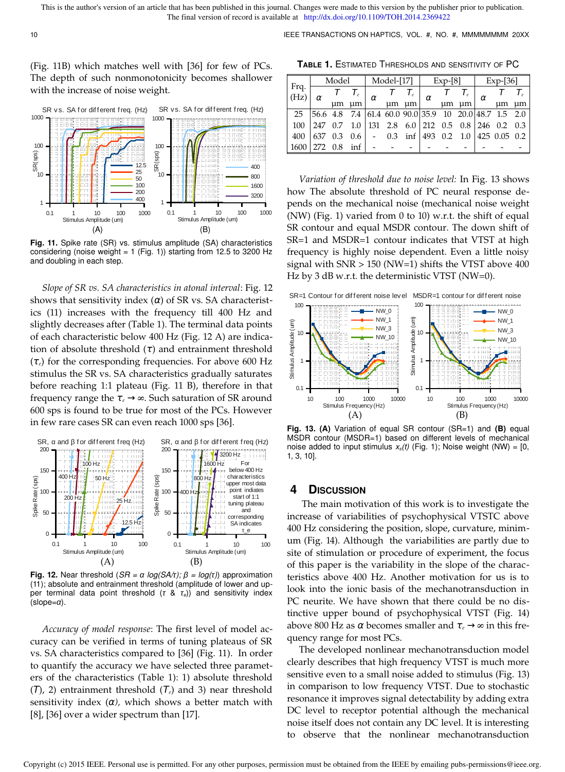(Fig. 11B) which matches well with [36] for few of PCs. The depth of such nonmonotonicity becomes shallower with the increase of noise weight.

**Fig. 11.** Spike rate (SR) vs. stimulus amplitude (SA) characteristics considering (noise weight = 1 (Fig. 1)) starting from 12.5 to 3200 Hz and doubling in each step.

*Slope of SR vs. SA characteristics in atonal interval*: Fig. 12 shows that sensitivity index ($\alpha$) of SR vs. SA characteristics (11) increases with the frequency till 400 Hz and slightly decreases after (Table 1). The terminal data points of each characteristic below 400 Hz (Fig. 12 A) are indication of absolute threshold ($\tau$) and entrainment threshold ($\tau_e$) for the corresponding frequencies. For above 600 Hz stimulus the SR vs. SA characteristics gradually saturates before reaching 1:1 plateau (Fig. 11 B), therefore in that frequency range the $\tau_e \rightarrow \infty$. Such saturation of SR around 600 sps is found to be true for most of the PCs. However in few rare cases SR can even reach 1000 sps [36].

**Fig. 12.** Near threshold ($SR = \alpha\ log(SA/\tau);\ \beta = log(\tau)$) approximation (11); absolute and entrainment threshold (amplitude of lower and upper terminal data point threshold ($\tau$ & $\tau_e$)) and sensitivity index (slope=$\alpha$).

*Accuracy of model response*: The first level of model accuracy can be verified in terms of tuning plateaus of SR vs. SA characteristics compared to [36] (Fig. 11). In order to quantify the accuracy we have selected three parameters of the characteristics (Table 1): 1) absolute threshold ($T$), 2) entrainment threshold ($T_e$) and 3) near threshold sensitivity index ($\alpha$), which shows a better match with [8], [36] over a wider spectrum than [17].

**TABLE 1.** ESTIMATED THRESHOLDS AND SENSITIVITY OF PC

| Frq. (Hz) | Model | | | Model-[17] | | | Exp-[8] | | | Exp-[36] | | |
|---|---|---|---|---|---|---|---|---|---|---|---|---|
| | $\alpha$ | $T$ µm | $T_e$ µm | $\alpha$ | $T$ µm | $T_e$ µm | $\alpha$ | $T$ µm | $T_e$ µm | $\alpha$ | $T$ µm | $T_e$ µm |
| 25 | 56.6 | 4.8 | 7.4 | 61.4 | 60.0 | 90.0 | 35.9 | 10 | 20.0 | 48.7 | 1.5 | 2.0 |
| 100 | 247 | 0.7 | 1.0 | 131 | 2.8 | 6.0 | 212 | 0.5 | 0.8 | 246 | 0.2 | 0.3 |
| 400 | 637 | 0.3 | 0.6 | - | 0.3 | inf | 493 | 0.2 | 1.0 | 425 | 0.05 | 0.2 |
| 1600 | 272 | 0.8 | inf | - | - | - | - | - | - | - | - | - |

*Variation of threshold due to noise level:* In Fig. 13 shows how The absolute threshold of PC neural response depends on the mechanical noise (mechanical noise weight (NW) (Fig. 1) varied from 0 to 10) w.r.t. the shift of equal SR contour and equal MSDR contour. The down shift of SR=1 and MSDR=1 contour indicates that VTST at high frequency is highly noise dependent. Even a little noisy signal with SNR > 150 (NW=1) shifts the VTST above 400 Hz by 3 dB w.r.t. the deterministic VTST (NW=0).

**Fig. 13. (A)** Variation of equal SR contour (SR=1) and **(B)** equal MSDR contour (MSDR=1) based on different levels of mechanical noise added to input stimulus $x_s(t)$ (Fig. 1); Noise weight (NW) = [0, 1, 3, 10].

## 4 DISCUSSION

The main motivation of this work is to investigate the increase of variabilities of psychophysical VTSTC above 400 Hz considering the position, slope, curvature, minimum (Fig. 14). Although the variabilities are partly due to site of stimulation or procedure of experiment, the focus of this paper is the variability in the slope of the characteristics above 400 Hz. Another motivation for us is to look into the ionic basis of the mechanotransduction in PC neurite. We have shown that there could be no distinctive upper bound of psychophysical VTST (Fig. 14) above 800 Hz as $\alpha$ becomes smaller and $\tau_e \rightarrow \infty$ in this frequency range for most PCs.

The developed nonlinear mechanotransduction model clearly describes that high frequency VTST is much more sensitive even to a small noise added to stimulus (Fig. 13) in comparison to low frequency VTST. Due to stochastic resonance it improves signal detectability by adding extra DC level to receptor potential although the mechanical noise itself does not contain any DC level. It is interesting to observe that the nonlinear mechanotransduction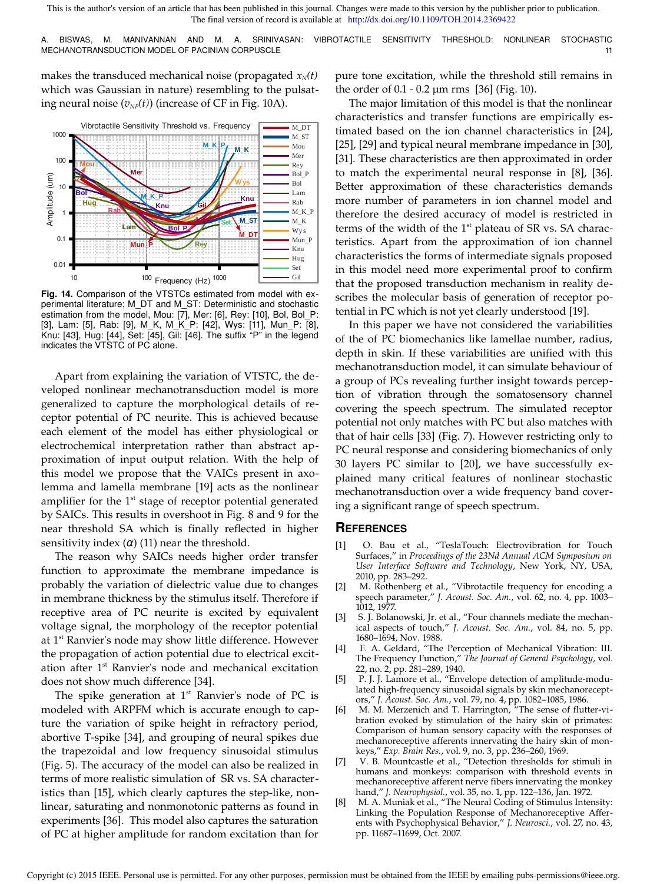makes the transduced mechanical noise (propagated $x_N(t)$ which was Gaussian in nature) resembling to the pulsating neural noise ($v_{NP}(t)$) (increase of CF in Fig. 10A).

**Fig. 14.** Comparison of the VTSTCs estimated from model with experimental literature; M_DT and M_ST: Deterministic and stochastic estimation from the model, Mou: [7], Mer: [6], Rey: [10], Bol, Bol_P: [3], Lam: [5], Rab: [9], M_K, M_K_P: [42], Wys: [11], Mun_P: [8], Knu: [43], Hug: [44], Set: [45], Gil: [46]. The suffix "P" in the legend indicates the VTSTC of PC alone.

Apart from explaining the variation of VTSTC, the developed nonlinear mechanotransduction model is more generalized to capture the morphological details of receptor potential of PC neurite. This is achieved because each element of the model has either physiological or electrochemical interpretation rather than abstract approximation of input output relation. With the help of this model we propose that the VAICs present in axolemma and lamella membrane [19] acts as the nonlinear amplifier for the 1st stage of receptor potential generated by SAICs. This results in overshoot in Fig. 8 and 9 for the near threshold SA which is finally reflected in higher sensitivity index ($\alpha$) (11) near the threshold.

The reason why SAICs needs higher order transfer function to approximate the membrane impedance is probably the variation of dielectric value due to changes in membrane thickness by the stimulus itself. Therefore if receptive area of PC neurite is excited by equivalent voltage signal, the morphology of the receptor potential at 1st Ranvier's node may show little difference. However the propagation of action potential due to electrical excitation after 1st Ranvier's node and mechanical excitation does not show much difference [34].

The spike generation at 1st Ranvier's node of PC is modeled with ARPFM which is accurate enough to capture the variation of spike height in refractory period, abortive T-spike [34], and grouping of neural spikes due the trapezoidal and low frequency sinusoidal stimulus (Fig. 5). The accuracy of the model can also be realized in terms of more realistic simulation of SR vs. SA characteristics than [15], which clearly captures the step-like, nonlinear, saturating and nonmonotonic patterns as found in experiments [36]. This model also captures the saturation of PC at higher amplitude for random excitation than for pure tone excitation, while the threshold still remains in the order of 0.1 - 0.2 µm rms [36] (Fig. 10).

The major limitation of this model is that the nonlinear characteristics and transfer functions are empirically estimated based on the ion channel characteristics in [24], [25], [29] and typical neural membrane impedance in [30], [31]. These characteristics are then approximated in order to match the experimental neural response in [8], [36]. Better approximation of these characteristics demands more number of parameters in ion channel model and therefore the desired accuracy of model is restricted in terms of the width of the 1st plateau of SR vs. SA characteristics. Apart from the approximation of ion channel characteristics the forms of intermediate signals proposed in this model need more experimental proof to confirm that the proposed transduction mechanism in reality describes the molecular basis of generation of receptor potential in PC which is not yet clearly understood [19].

In this paper we have not considered the variabilities of the of PC biomechanics like lamellae number, radius, depth in skin. If these variabilities are unified with this mechanotransduction model, it can simulate behaviour of a group of PCs revealing further insight towards perception of vibration through the somatosensory channel covering the speech spectrum. The simulated receptor potential not only matches with PC but also matches with that of hair cells [33] (Fig. 7). However restricting only to PC neural response and considering biomechanics of only 30 layers PC similar to [20], we have successfully explained many critical features of nonlinear stochastic mechanotransduction over a wide frequency band covering a significant range of speech spectrum.

## References

[1] O. Bau et al., "TeslaTouch: Electrovibration for Touch Surfaces," in *Proceedings of the 23Nd Annual ACM Symposium on User Interface Software and Technology*, New York, NY, USA, 2010, pp. 283–292.

[2] M. Rothenberg et al., "Vibrotactile frequency for encoding a speech parameter," *J. Acoust. Soc. Am.*, vol. 62, no. 4, pp. 1003–1012, 1977.

[3] S. J. Bolanowski, Jr. et al., "Four channels mediate the mechanical aspects of touch," *J. Acoust. Soc. Am.*, vol. 84, no. 5, pp. 1680–1694, Nov. 1988.

[4] F. A. Geldard, "The Perception of Mechanical Vibration: III. The Frequency Function," *The Journal of General Psychology*, vol. 22, no. 2, pp. 281–289, 1940.

[5] P. J. J. Lamore et al., "Envelope detection of amplitude-modulated high-frequency sinusoidal signals by skin mechanoreceptors," *J. Acoust. Soc. Am.*, vol. 79, no. 4, pp. 1082–1085, 1986.

[6] M. M. Merzenich and T. Harrington, "The sense of flutter-vibration evoked by stimulation of the hairy skin of primates: Comparison of human sensory capacity with the responses of mechanoreceptive afferents innervating the hairy skin of monkeys," *Exp. Brain Res.*, vol. 9, no. 3, pp. 236–260, 1969.

[7] V. B. Mountcastle et al., "Detection thresholds for stimuli in humans and monkeys: comparison with threshold events in mechanoreceptive afferent nerve fibers innervating the monkey hand," *J. Neurophysiol.*, vol. 35, no. 1, pp. 122–136, Jan. 1972.

[8] M. A. Muniak et al., "The Neural Coding of Stimulus Intensity: Linking the Population Response of Mechanoreceptive Afferents with Psychophysical Behavior," *J. Neurosci.*, vol. 27, no. 43, pp. 11687–11699, Oct. 2007.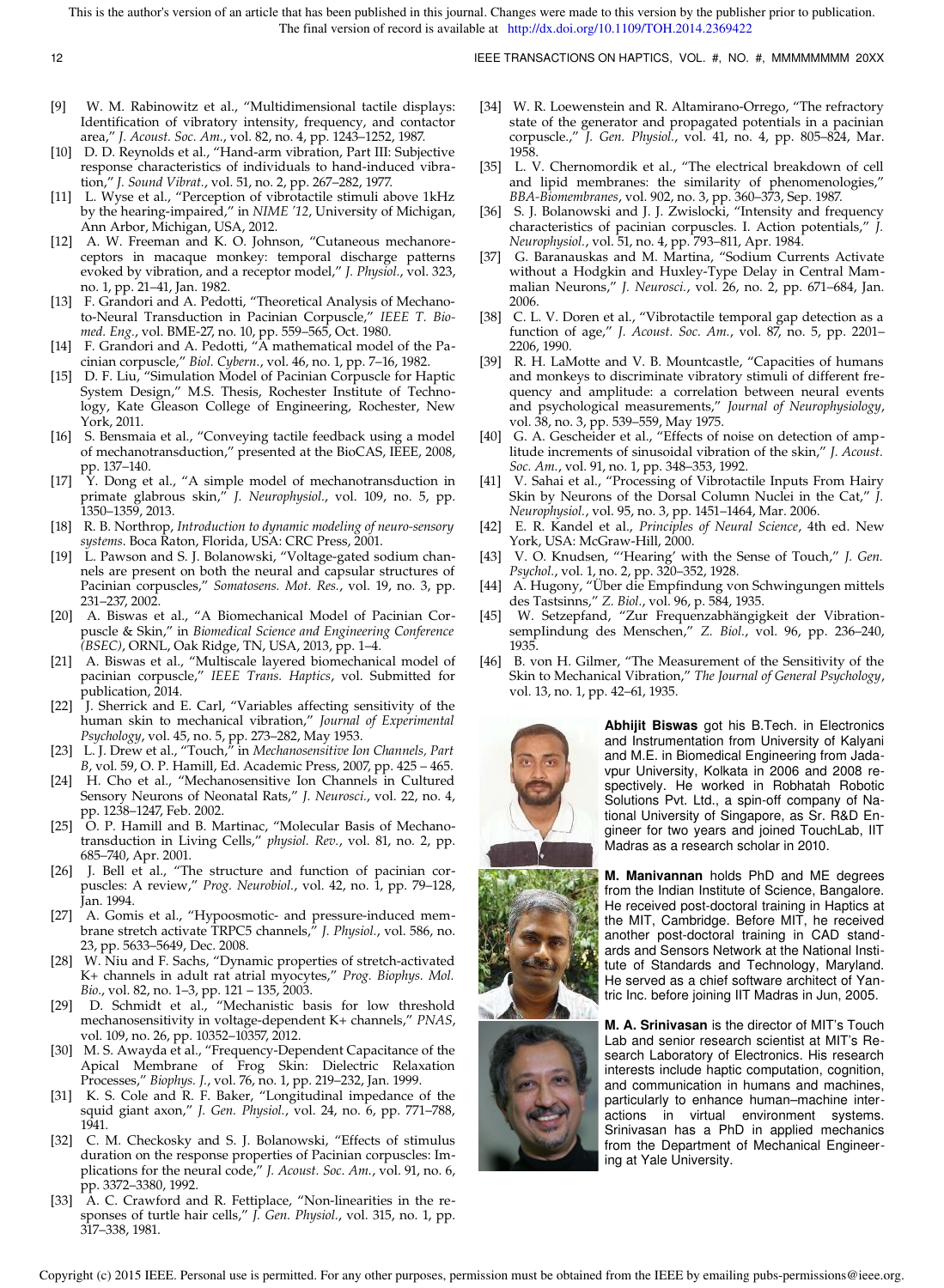[9] W. M. Rabinowitz et al., "Multidimensional tactile displays: Identification of vibratory intensity, frequency, and contactor area," *J. Acoust. Soc. Am.*, vol. 82, no. 4, pp. 1243–1252, 1987.

[10] D. D. Reynolds et al., "Hand-arm vibration, Part III: Subjective response characteristics of individuals to hand-induced vibration," *J. Sound Vibrat.*, vol. 51, no. 2, pp. 267–282, 1977.

[11] L. Wyse et al., "Perception of vibrotactile stimuli above 1kHz by the hearing-impaired," in *NIME '12*, University of Michigan, Ann Arbor, Michigan, USA, 2012.

[12] A. W. Freeman and K. O. Johnson, "Cutaneous mechanoreceptors in macaque monkey: temporal discharge patterns evoked by vibration, and a receptor model," *J. Physiol.*, vol. 323, no. 1, pp. 21–41, Jan. 1982.

[13] F. Grandori and A. Pedotti, "Theoretical Analysis of Mechano-to-Neural Transduction in Pacinian Corpuscle," *IEEE T. Biomed. Eng.*, vol. BME-27, no. 10, pp. 559–565, Oct. 1980.

[14] F. Grandori and A. Pedotti, "A mathematical model of the Pacinian corpuscle," *Biol. Cybern.*, vol. 46, no. 1, pp. 7–16, 1982.

[15] D. F. Liu, "Simulation Model of Pacinian Corpuscle for Haptic System Design," M.S. Thesis, Rochester Institute of Technology, Kate Gleason College of Engineering, Rochester, New York, 2011.

[16] S. Bensmaia et al., "Conveying tactile feedback using a model of mechanotransduction," presented at the BioCAS, IEEE, 2008, pp. 137–140.

[17] Y. Dong et al., "A simple model of mechanotransduction in primate glabrous skin," *J. Neurophysiol.*, vol. 109, no. 5, pp. 1350–1359, 2013.

[18] R. B. Northrop, *Introduction to dynamic modeling of neuro-sensory systems*. Boca Raton, Florida, USA: CRC Press, 2001.

[19] L. Pawson and S. J. Bolanowski, "Voltage-gated sodium channels are present on both the neural and capsular structures of Pacinian corpuscles," *Somatosens. Mot. Res.*, vol. 19, no. 3, pp. 231–237, 2002.

[20] A. Biswas et al., "A Biomechanical Model of Pacinian Corpuscle & Skin," in *Biomedical Science and Engineering Conference (BSEC)*, ORNL, Oak Ridge, TN, USA, 2013, pp. 1–4.

[21] A. Biswas et al., "Multiscale layered biomechanical model of pacinian corpuscle," *IEEE Trans. Haptics*, vol. Submitted for publication, 2014.

[22] J. Sherrick and E. Carl, "Variables affecting sensitivity of the human skin to mechanical vibration," *Journal of Experimental Psychology*, vol. 45, no. 5, pp. 273–282, May 1953.

[23] L. J. Drew et al., "Touch," in *Mechanosensitive Ion Channels, Part B*, vol. 59, O. P. Hamill, Ed. Academic Press, 2007, pp. 425 – 465.

[24] H. Cho et al., "Mechanosensitive Ion Channels in Cultured Sensory Neurons of Neonatal Rats," *J. Neurosci.*, vol. 22, no. 4, pp. 1238–1247, Feb. 2002.

[25] O. P. Hamill and B. Martinac, "Molecular Basis of Mechanotransduction in Living Cells," *physiol. Rev.*, vol. 81, no. 2, pp. 685–740, Apr. 2001.

[26] J. Bell et al., "The structure and function of pacinian corpuscles: A review," *Prog. Neurobiol.*, vol. 42, no. 1, pp. 79–128, Jan. 1994.

[27] A. Gomis et al., "Hypoosmotic- and pressure-induced membrane stretch activate TRPC5 channels," *J. Physiol.*, vol. 586, no. 23, pp. 5633–5649, Dec. 2008.

[28] W. Niu and F. Sachs, "Dynamic properties of stretch-activated K+ channels in adult rat atrial myocytes," *Prog. Biophys. Mol. Bio.*, vol. 82, no. 1–3, pp. 121 – 135, 2003.

[29] D. Schmidt et al., "Mechanistic basis for low threshold mechanosensitivity in voltage-dependent K+ channels," *PNAS*, vol. 109, no. 26, pp. 10352–10357, 2012.

[30] M. S. Awayda et al., "Frequency-Dependent Capacitance of the Apical Membrane of Frog Skin: Dielectric Relaxation Processes," *Biophys. J.*, vol. 76, no. 1, pp. 219–232, Jan. 1999.

[31] K. S. Cole and R. F. Baker, "Longitudinal impedance of the squid giant axon," *J. Gen. Physiol.*, vol. 24, no. 6, pp. 771–788, 1941.

[32] C. M. Checkosky and S. J. Bolanowski, "Effects of stimulus duration on the response properties of Pacinian corpuscles: Implications for the neural code," *J. Acoust. Soc. Am.*, vol. 91, no. 6, pp. 3372–3380, 1992.

[33] A. C. Crawford and R. Fettiplace, "Non-linearities in the responses of turtle hair cells," *J. Gen. Physiol.*, vol. 315, no. 1, pp. 317–338, 1981.

[34] W. R. Loewenstein and R. Altamirano-Orrego, "The refractory state of the generator and propagated potentials in a pacinian corpuscle.," *J. Gen. Physiol.*, vol. 41, no. 4, pp. 805–824, Mar. 1958.

[35] L. V. Chernomordik et al., "The electrical breakdown of cell and lipid membranes: the similarity of phenomenologies," *BBA-Biomembranes*, vol. 902, no. 3, pp. 360–373, Sep. 1987.

[36] S. J. Bolanowski and J. J. Zwislocki, "Intensity and frequency characteristics of pacinian corpuscles. I. Action potentials," *J. Neurophysiol.*, vol. 51, no. 4, pp. 793–811, Apr. 1984.

[37] G. Baranauskas and M. Martina, "Sodium Currents Activate without a Hodgkin and Huxley-Type Delay in Central Mammalian Neurons," *J. Neurosci.*, vol. 26, no. 2, pp. 671–684, Jan. 2006.

[38] C. L. V. Doren et al., "Vibrotactile temporal gap detection as a function of age," *J. Acoust. Soc. Am.*, vol. 87, no. 5, pp. 2201–2206, 1990.

[39] R. H. LaMotte and V. B. Mountcastle, "Capacities of humans and monkeys to discriminate vibratory stimuli of different frequency and amplitude: a correlation between neural events and psychological measurements," *Journal of Neurophysiology*, vol. 38, no. 3, pp. 539–559, May 1975.

[40] G. A. Gescheider et al., "Effects of noise on detection of amplitude increments of sinusoidal vibration of the skin," *J. Acoust. Soc. Am.*, vol. 91, no. 1, pp. 348–353, 1992.

[41] V. Sahai et al., "Processing of Vibrotactile Inputs From Hairy Skin by Neurons of the Dorsal Column Nuclei in the Cat," *J. Neurophysiol.*, vol. 95, no. 3, pp. 1451–1464, Mar. 2006.

[42] E. R. Kandel et al., *Principles of Neural Science*, 4th ed. New York, USA: McGraw-Hill, 2000.

[43] V. O. Knudsen, "'Hearing' with the Sense of Touch," *J. Gen. Psychol.*, vol. 1, no. 2, pp. 320–352, 1928.

[44] A. Hugony, "Über die Empfindung von Schwingungen mittels des Tastsinns," *Z. Biol.*, vol. 96, p. 584, 1935.

[45] W. Setzepfand, "Zur Frequenzabhängigkeit der Vibrationsempfindung des Menschen," *Z. Biol.*, vol. 96, pp. 236–240, 1935.

[46] B. von H. Gilmer, "The Measurement of the Sensitivity of the Skin to Mechanical Vibration," *The Journal of General Psychology*, vol. 13, no. 1, pp. 42–61, 1935.

**Abhijit Biswas** got his B.Tech. in Electronics and Instrumentation from University of Kalyani and M.E. in Biomedical Engineering from Jadavpur University, Kolkata in 2006 and 2008 respectively. He worked in Robhatah Robotic Solutions Pvt. Ltd., a spin-off company of National University of Singapore, as Sr. R&D Engineer for two years and joined TouchLab, IIT Madras as a research scholar in 2010.

**M. Manivannan** holds PhD and ME degrees from the Indian Institute of Science, Bangalore. He received post-doctoral training in Haptics at the MIT, Cambridge. Before MIT, he received another post-doctoral training in CAD standards and Sensors Network at the National Institute of Standards and Technology, Maryland. He served as a chief software architect of Yantric Inc. before joining IIT Madras in Jun, 2005.

**M. A. Srinivasan** is the director of MIT's Touch Lab and senior research scientist at MIT's Research Laboratory of Electronics. His research interests include haptic computation, cognition, and communication in humans and machines, particularly to enhance human–machine interactions in virtual environment systems. Srinivasan has a PhD in applied mechanics from the Department of Mechanical Engineering at Yale University.